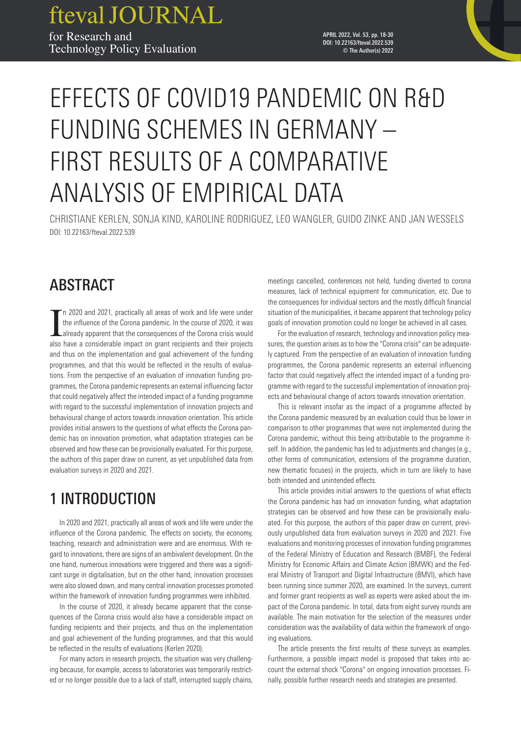# EFFECTS OF COVID19 PANDEMIC ON R&D FUNDING SCHEMES IN GERMANY – FIRST RESULTS OF A COMPARATIVE ANALYSIS OF EMPIRICAL DATA

CHRISTIANE KERLEN, SONJA KIND, KAROLINE RODRIGUEZ, LEO WANGLER, GUIDO ZINKE AND JAN WESSELS

DOI: 10.22163/fteval.2022.539

## ABSTRACT

In 2020 and 2021, practically all areas of work and life were under the influence of the Corona pandemic. In the course of 2020, it was already apparent that the consequences of the Corona crisis would also have a considerable impact on grant recipients and their projects and thus on the implementation and goal achievement of the funding programmes, and that this would be reflected in the results of evaluations. From the perspective of an evaluation of innovation funding programmes, the Corona pandemic represents an external influencing factor that could negatively affect the intended impact of a funding programme with regard to the successful implementation of innovation projects and behavioural change of actors towards innovation orientation. This article provides initial answers to the questions of what effects the Corona pandemic has on innovation promotion, what adaptation strategies can be observed and how these can be provisionally evaluated. For this purpose, the authors of this paper draw on current, as yet unpublished data from evaluation surveys in 2020 and 2021.

## 1 INTRODUCTION

In 2020 and 2021, practically all areas of work and life were under the influence of the Corona pandemic. The effects on society, the economy, teaching, research and administration were and are enormous. With regard to innovations, there are signs of an ambivalent development. On the one hand, numerous innovations were triggered and there was a significant surge in digitalisation, but on the other hand, innovation processes were also slowed down, and many central innovation processes promoted within the framework of innovation funding programmes were inhibited.

In the course of 2020, it already became apparent that the consequences of the Corona crisis would also have a considerable impact on funding recipients and their projects, and thus on the implementation and goal achievement of the funding programmes, and that this would be reflected in the results of evaluations (Kerlen 2020).

For many actors in research projects, the situation was very challenging because, for example, access to laboratories was temporarily restricted or no longer possible due to a lack of staff, interrupted supply chains, meetings cancelled, conferences not held, funding diverted to corona measures, lack of technical equipment for communication, etc. Due to the consequences for individual sectors and the mostly difficult financial situation of the municipalities, it became apparent that technology policy goals of innovation promotion could no longer be achieved in all cases.

For the evaluation of research, technology and innovation policy measures, the question arises as to how the "Corona crisis" can be adequately captured. From the perspective of an evaluation of innovation funding programmes, the Corona pandemic represents an external influencing factor that could negatively affect the intended impact of a funding programme with regard to the successful implementation of innovation projects and behavioural change of actors towards innovation orientation.

This is relevant insofar as the impact of a programme affected by the Corona pandemic measured by an evaluation could thus be lower in comparison to other programmes that were not implemented during the Corona pandemic, without this being attributable to the programme itself. In addition, the pandemic has led to adjustments and changes (e.g., other forms of communication, extensions of the programme duration, new thematic focuses) in the projects, which in turn are likely to have both intended and unintended effects.

This article provides initial answers to the questions of what effects the Corona pandemic has had on innovation funding, what adaptation strategies can be observed and how these can be provisionally evaluated. For this purpose, the authors of this paper draw on current, previously unpublished data from evaluation surveys in 2020 and 2021. Five evaluations and monitoring processes of innovation funding programmes of the Federal Ministry of Education and Research (BMBF), the Federal Ministry for Economic Affairs and Climate Action (BMWK) and the Federal Ministry of Transport and Digital Infrastructure (BMVI), which have been running since summer 2020, are examined. In the surveys, current and former grant recipients as well as experts were asked about the impact of the Corona pandemic. In total, data from eight survey rounds are available. The main motivation for the selection of the measures under consideration was the availability of data within the framework of ongoing evaluations.

The article presents the first results of these surveys as examples. Furthermore, a possible impact model is proposed that takes into account the external shock "Corona" on ongoing innovation processes. Finally, possible further research needs and strategies are presented.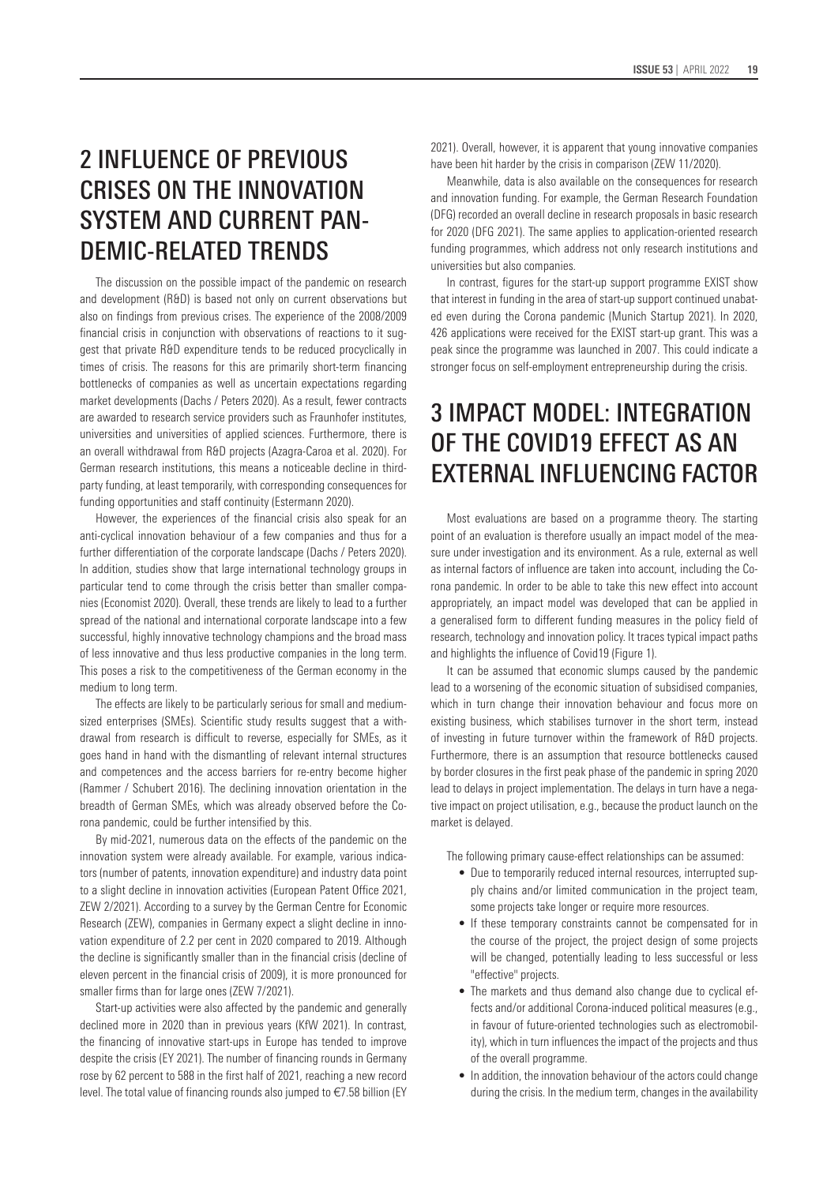## 2 INFLUENCE OF PREVIOUS CRISES ON THE INNOVATION SYSTEM AND CURRENT PANDEMIC-RELATED TRENDS

The discussion on the possible impact of the pandemic on research and development (R&D) is based not only on current observations but also on findings from previous crises. The experience of the 2008/2009 financial crisis in conjunction with observations of reactions to it suggest that private R&D expenditure tends to be reduced procyclically in times of crisis. The reasons for this are primarily short-term financing bottlenecks of companies as well as uncertain expectations regarding market developments (Dachs / Peters 2020). As a result, fewer contracts are awarded to research service providers such as Fraunhofer institutes, universities and universities of applied sciences. Furthermore, there is an overall withdrawal from R&D projects (Azagra-Caroa et al. 2020). For German research institutions, this means a noticeable decline in third-party funding, at least temporarily, with corresponding consequences for funding opportunities and staff continuity (Estermann 2020).

However, the experiences of the financial crisis also speak for an anti-cyclical innovation behaviour of a few companies and thus for a further differentiation of the corporate landscape (Dachs / Peters 2020). In addition, studies show that large international technology groups in particular tend to come through the crisis better than smaller companies (Economist 2020). Overall, these trends are likely to lead to a further spread of the national and international corporate landscape into a few successful, highly innovative technology champions and the broad mass of less innovative and thus less productive companies in the long term. This poses a risk to the competitiveness of the German economy in the medium to long term.

The effects are likely to be particularly serious for small and medium-sized enterprises (SMEs). Scientific study results suggest that a withdrawal from research is difficult to reverse, especially for SMEs, as it goes hand in hand with the dismantling of relevant internal structures and competences and the access barriers for re-entry become higher (Rammer / Schubert 2016). The declining innovation orientation in the breadth of German SMEs, which was already observed before the Corona pandemic, could be further intensified by this.

By mid-2021, numerous data on the effects of the pandemic on the innovation system were already available. For example, various indicators (number of patents, innovation expenditure) and industry data point to a slight decline in innovation activities (European Patent Office 2021, ZEW 2/2021). According to a survey by the German Centre for Economic Research (ZEW), companies in Germany expect a slight decline in innovation expenditure of 2.2 per cent in 2020 compared to 2019. Although the decline is significantly smaller than in the financial crisis (decline of eleven percent in the financial crisis of 2009), it is more pronounced for smaller firms than for large ones (ZEW 7/2021).

Start-up activities were also affected by the pandemic and generally declined more in 2020 than in previous years (KfW 2021). In contrast, the financing of innovative start-ups in Europe has tended to improve despite the crisis (EY 2021). The number of financing rounds in Germany rose by 62 percent to 588 in the first half of 2021, reaching a new record level. The total value of financing rounds also jumped to €7.58 billion (EY 2021). Overall, however, it is apparent that young innovative companies have been hit harder by the crisis in comparison (ZEW 11/2020).

Meanwhile, data is also available on the consequences for research and innovation funding. For example, the German Research Foundation (DFG) recorded an overall decline in research proposals in basic research for 2020 (DFG 2021). The same applies to application-oriented research funding programmes, which address not only research institutions and universities but also companies.

In contrast, figures for the start-up support programme EXIST show that interest in funding in the area of start-up support continued unabated even during the Corona pandemic (Munich Startup 2021). In 2020, 426 applications were received for the EXIST start-up grant. This was a peak since the programme was launched in 2007. This could indicate a stronger focus on self-employment entrepreneurship during the crisis.

## 3 IMPACT MODEL: INTEGRATION OF THE COVID19 EFFECT AS AN EXTERNAL INFLUENCING FACTOR

Most evaluations are based on a programme theory. The starting point of an evaluation is therefore usually an impact model of the measure under investigation and its environment. As a rule, external as well as internal factors of influence are taken into account, including the Corona pandemic. In order to be able to take this new effect into account appropriately, an impact model was developed that can be applied in a generalised form to different funding measures in the policy field of research, technology and innovation policy. It traces typical impact paths and highlights the influence of Covid19 (Figure 1).

It can be assumed that economic slumps caused by the pandemic lead to a worsening of the economic situation of subsidised companies, which in turn change their innovation behaviour and focus more on existing business, which stabilises turnover in the short term, instead of investing in future turnover within the framework of R&D projects. Furthermore, there is an assumption that resource bottlenecks caused by border closures in the first peak phase of the pandemic in spring 2020 lead to delays in project implementation. The delays in turn have a negative impact on project utilisation, e.g., because the product launch on the market is delayed.

The following primary cause-effect relationships can be assumed:

- Due to temporarily reduced internal resources, interrupted supply chains and/or limited communication in the project team, some projects take longer or require more resources.
- If these temporary constraints cannot be compensated for in the course of the project, the project design of some projects will be changed, potentially leading to less successful or less "effective" projects.
- The markets and thus demand also change due to cyclical effects and/or additional Corona-induced political measures (e.g., in favour of future-oriented technologies such as electromobility), which in turn influences the impact of the projects and thus of the overall programme.
- In addition, the innovation behaviour of the actors could change during the crisis. In the medium term, changes in the availability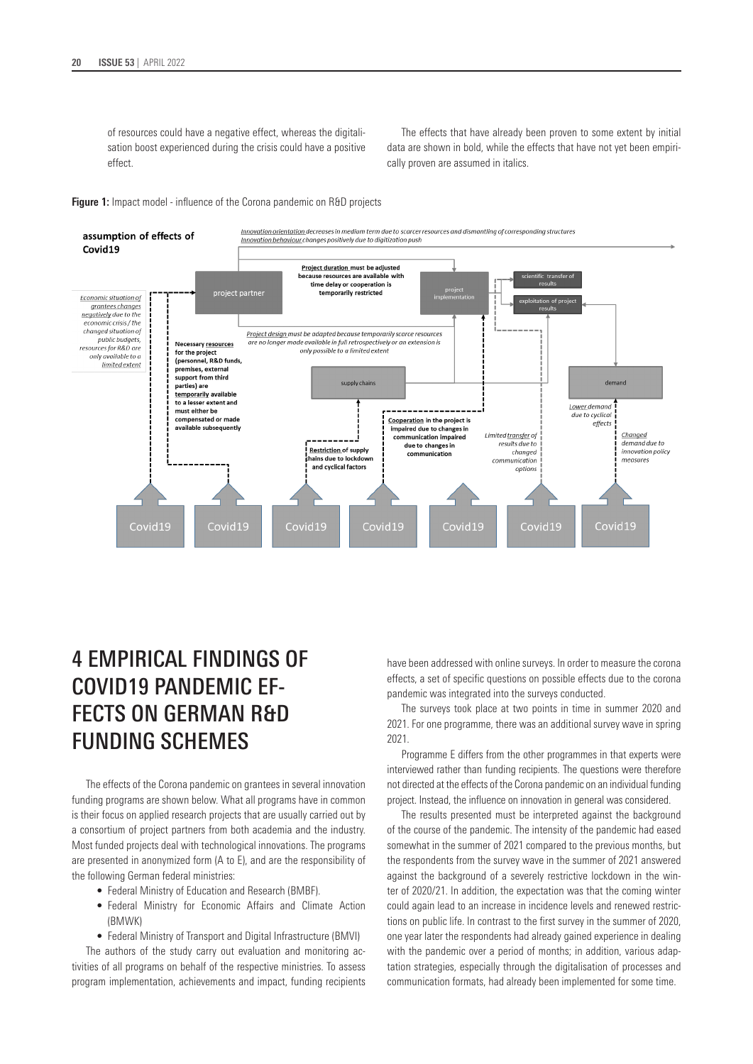of resources could have a negative effect, whereas the digitalisation boost experienced during the crisis could have a positive effect.

The effects that have already been proven to some extent by initial data are shown in bold, while the effects that have not yet been empirically proven are assumed in italics.

**Figure 1:** Impact model - influence of the Corona pandemic on R&D projects

# 4 EMPIRICAL FINDINGS OF COVID19 PANDEMIC EFFECTS ON GERMAN R&D FUNDING SCHEMES

The effects of the Corona pandemic on grantees in several innovation funding programs are shown below. What all programs have in common is their focus on applied research projects that are usually carried out by a consortium of project partners from both academia and the industry. Most funded projects deal with technological innovations. The programs are presented in anonymized form (A to E), and are the responsibility of the following German federal ministries:

- Federal Ministry of Education and Research (BMBF).
- Federal Ministry for Economic Affairs and Climate Action (BMWK)
- Federal Ministry of Transport and Digital Infrastructure (BMVI)

The authors of the study carry out evaluation and monitoring activities of all programs on behalf of the respective ministries. To assess program implementation, achievements and impact, funding recipients have been addressed with online surveys. In order to measure the corona effects, a set of specific questions on possible effects due to the corona pandemic was integrated into the surveys conducted.

The surveys took place at two points in time in summer 2020 and 2021. For one programme, there was an additional survey wave in spring 2021.

Programme E differs from the other programmes in that experts were interviewed rather than funding recipients. The questions were therefore not directed at the effects of the Corona pandemic on an individual funding project. Instead, the influence on innovation in general was considered.

The results presented must be interpreted against the background of the course of the pandemic. The intensity of the pandemic had eased somewhat in the summer of 2021 compared to the previous months, but the respondents from the survey wave in the summer of 2021 answered against the background of a severely restrictive lockdown in the winter of 2020/21. In addition, the expectation was that the coming winter could again lead to an increase in incidence levels and renewed restrictions on public life. In contrast to the first survey in the summer of 2020, one year later the respondents had already gained experience in dealing with the pandemic over a period of months; in addition, various adaptation strategies, especially through the digitalisation of processes and communication formats, had already been implemented for some time.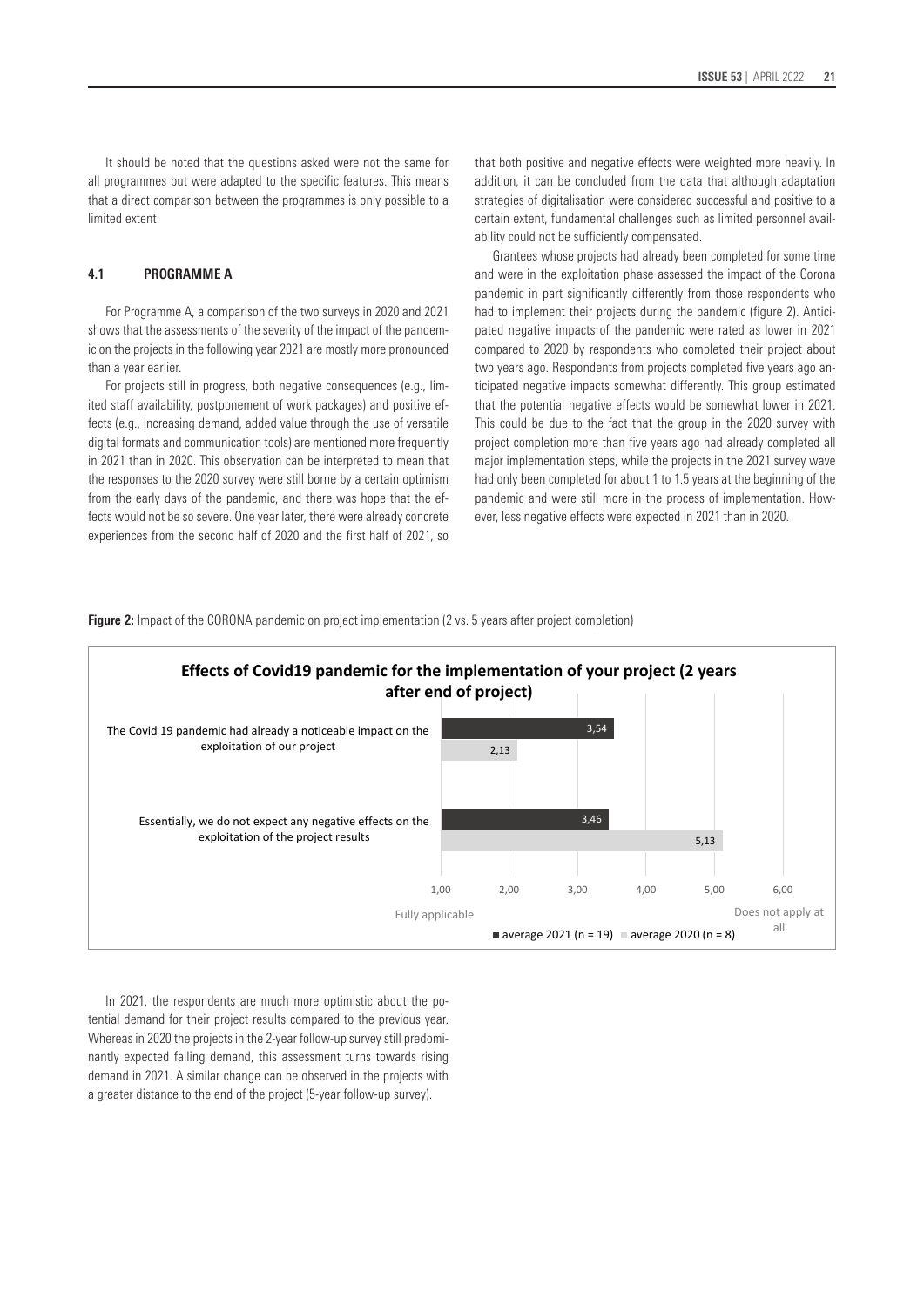It should be noted that the questions asked were not the same for all programmes but were adapted to the specific features. This means that a direct comparison between the programmes is only possible to a limited extent.

### 4.1 PROGRAMME A

For Programme A, a comparison of the two surveys in 2020 and 2021 shows that the assessments of the severity of the impact of the pandemic on the projects in the following year 2021 are mostly more pronounced than a year earlier.

For projects still in progress, both negative consequences (e.g., limited staff availability, postponement of work packages) and positive effects (e.g., increasing demand, added value through the use of versatile digital formats and communication tools) are mentioned more frequently in 2021 than in 2020. This observation can be interpreted to mean that the responses to the 2020 survey were still borne by a certain optimism from the early days of the pandemic, and there was hope that the effects would not be so severe. One year later, there were already concrete experiences from the second half of 2020 and the first half of 2021, so that both positive and negative effects were weighted more heavily. In addition, it can be concluded from the data that although adaptation strategies of digitalisation were considered successful and positive to a certain extent, fundamental challenges such as limited personnel availability could not be sufficiently compensated.

Grantees whose projects had already been completed for some time and were in the exploitation phase assessed the impact of the Corona pandemic in part significantly differently from those respondents who had to implement their projects during the pandemic (figure 2). Anticipated negative impacts of the pandemic were rated as lower in 2021 compared to 2020 by respondents who completed their project about two years ago. Respondents from projects completed five years ago anticipated negative impacts somewhat differently. This group estimated that the potential negative effects would be somewhat lower in 2021. This could be due to the fact that the group in the 2020 survey with project completion more than five years ago had already completed all major implementation steps, while the projects in the 2021 survey wave had only been completed for about 1 to 1.5 years at the beginning of the pandemic and were still more in the process of implementation. However, less negative effects were expected in 2021 than in 2020.

**Figure 2:** Impact of the CORONA pandemic on project implementation (2 vs. 5 years after project completion)

**Effects of Covid19 pandemic for the implementation of your project (2 years after end of project)**

| Statement | average 2021 (n = 19) | average 2020 (n = 8) |
|---|---|---|
| The Covid 19 pandemic had already a noticeable impact on the exploitation of our project | 3,54 | 2,13 |
| Essentially, we do not expect any negative effects on the exploitation of the project results | 3,46 | 5,13 |

Scale: 1,00 = Fully applicable … 6,00 = Does not apply at all

In 2021, the respondents are much more optimistic about the potential demand for their project results compared to the previous year. Whereas in 2020 the projects in the 2-year follow-up survey still predominantly expected falling demand, this assessment turns towards rising demand in 2021. A similar change can be observed in the projects with a greater distance to the end of the project (5-year follow-up survey).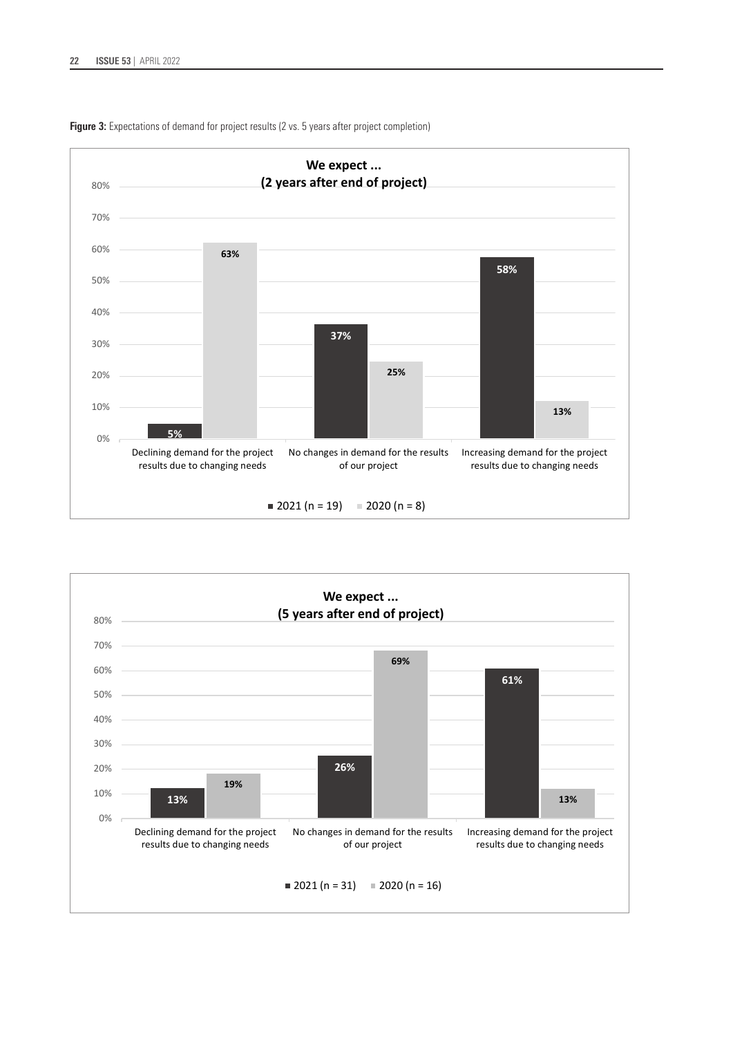**Figure 3:** Expectations of demand for project results (2 vs. 5 years after project completion)

**We expect ... (2 years after end of project)**

| | 2021 (n = 19) | 2020 (n = 8) |
|---|---|---|
| Declining demand for the project results due to changing needs | 5% | 63% |
| No changes in demand for the results of our project | 37% | 25% |
| Increasing demand for the project results due to changing needs | 58% | 13% |

**We expect ... (5 years after end of project)**

| | 2021 (n = 31) | 2020 (n = 16) |
|---|---|---|
| Declining demand for the project results due to changing needs | 13% | 19% |
| No changes in demand for the results of our project | 26% | 69% |
| Increasing demand for the project results due to changing needs | 61% | 13% |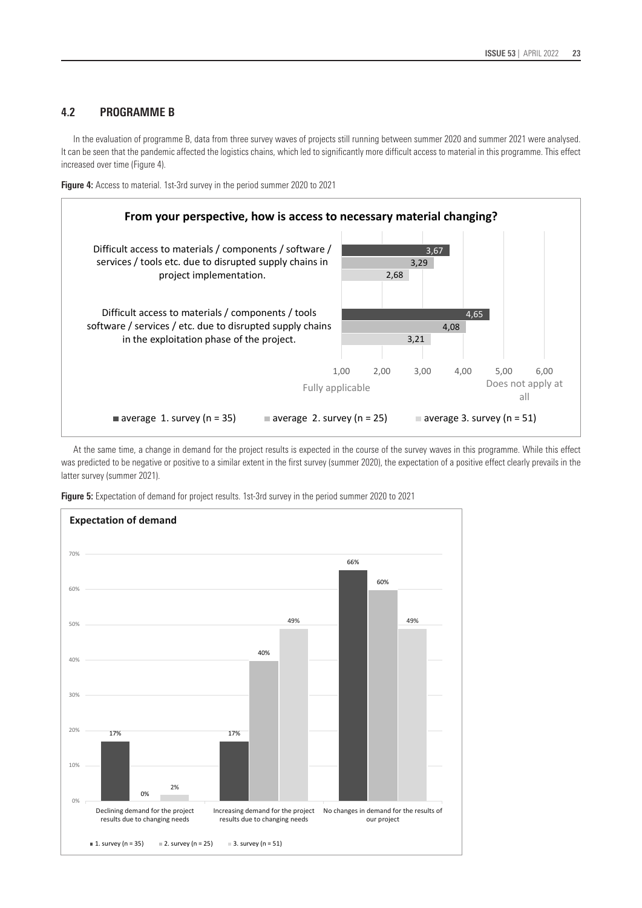## 4.2 PROGRAMME B

In the evaluation of programme B, data from three survey waves of projects still running between summer 2020 and summer 2021 were analysed. It can be seen that the pandemic affected the logistics chains, which led to significantly more difficult access to material in this programme. This effect increased over time (Figure 4).

**Figure 4:** Access to material. 1st-3rd survey in the period summer 2020 to 2021

**From your perspective, how is access to necessary material changing?**

| | average 1. survey (n = 35) | average 2. survey (n = 25) | average 3. survey (n = 51) |
|---|---|---|---|
| Difficult access to materials / components / software / services / tools etc. due to disrupted supply chains in project implementation. | 3,67 | 3,29 | 2,68 |
| Difficult access to materials / components / tools software / services / etc. due to disrupted supply chains in the exploitation phase of the project. | 4,65 | 4,08 | 3,21 |

Scale: 1,00 Fully applicable – 6,00 Does not apply at all

At the same time, a change in demand for the project results is expected in the course of the survey waves in this programme. While this effect was predicted to be negative or positive to a similar extent in the first survey (summer 2020), the expectation of a positive effect clearly prevails in the latter survey (summer 2021).

**Figure 5:** Expectation of demand for project results. 1st-3rd survey in the period summer 2020 to 2021

**Expectation of demand**

| | 1. survey (n = 35) | 2. survey (n = 25) | 3. survey (n = 51) |
|---|---|---|---|
| Declining demand for the project results due to changing needs | 17% | 0% | 2% |
| Increasing demand for the project results due to changing needs | 17% | 40% | 49% |
| No changes in demand for the results of our project | 66% | 60% | 49% |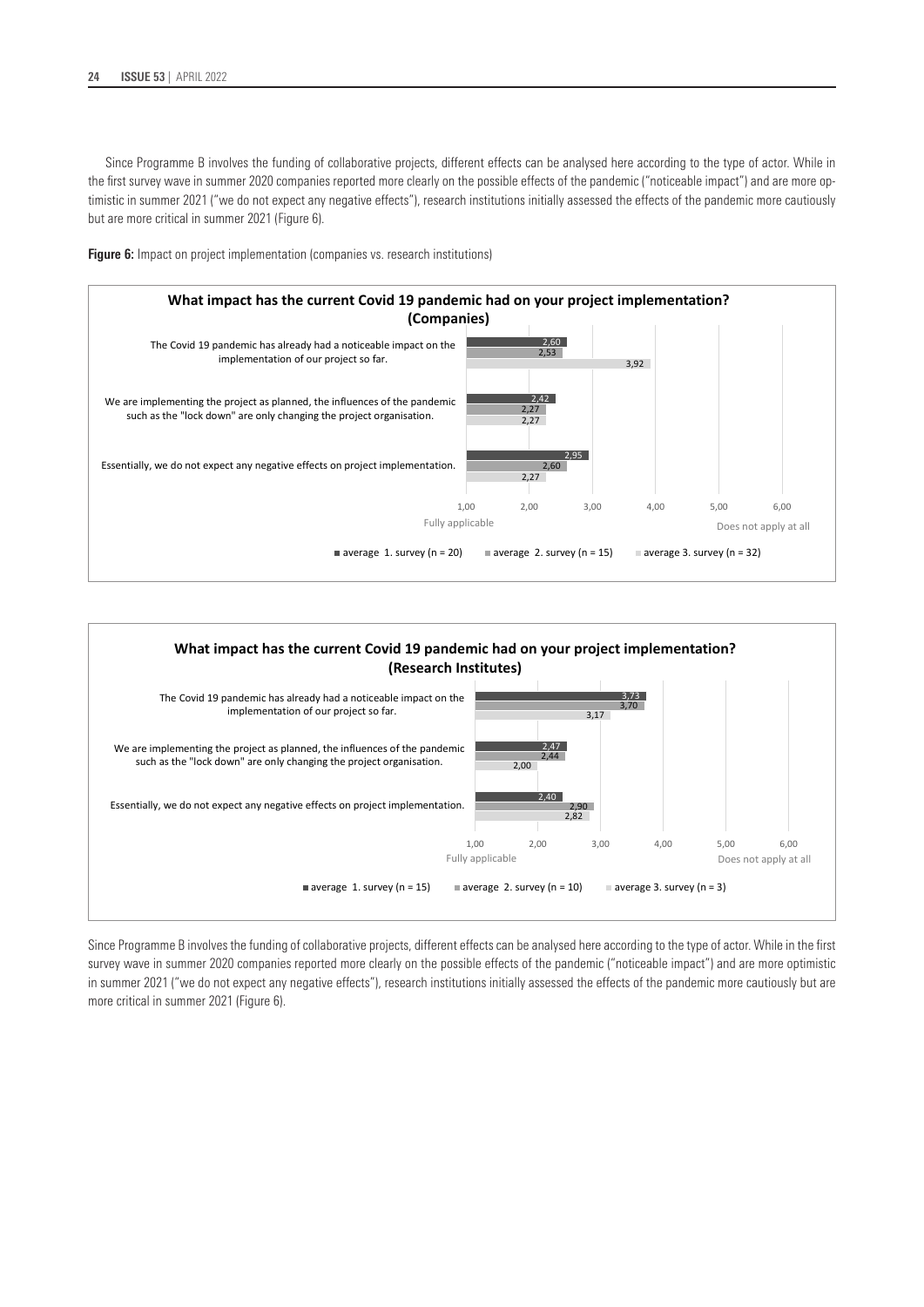Since Programme B involves the funding of collaborative projects, different effects can be analysed here according to the type of actor. While in the first survey wave in summer 2020 companies reported more clearly on the possible effects of the pandemic ("noticeable impact") and are more optimistic in summer 2021 ("we do not expect any negative effects"), research institutions initially assessed the effects of the pandemic more cautiously but are more critical in summer 2021 (Figure 6).

**Figure 6:** Impact on project implementation (companies vs. research institutions)

**What impact has the current Covid 19 pandemic had on your project implementation? (Companies)**

| Statement | average 1. survey (n = 20) | average 2. survey (n = 15) | average 3. survey (n = 32) |
|---|---|---|---|
| The Covid 19 pandemic has already had a noticeable impact on the implementation of our project so far. | 2,60 | 2,53 | 3,92 |
| We are implementing the project as planned, the influences of the pandemic such as the "lock down" are only changing the project organisation. | 2,42 | 2,27 | 2,27 |
| Essentially, we do not expect any negative effects on project implementation. | 2,95 | 2,60 | 2,27 |

Scale: 1,00 = Fully applicable; 6,00 = Does not apply at all

**What impact has the current Covid 19 pandemic had on your project implementation? (Research Institutes)**

| Statement | average 1. survey (n = 15) | average 2. survey (n = 10) | average 3. survey (n = 3) |
|---|---|---|---|
| The Covid 19 pandemic has already had a noticeable impact on the implementation of our project so far. | 3,73 | 3,70 | 3,17 |
| We are implementing the project as planned, the influences of the pandemic such as the "lock down" are only changing the project organisation. | 2,47 | 2,44 | 2,00 |
| Essentially, we do not expect any negative effects on project implementation. | 2,40 | 2,90 | 2,82 |

Scale: 1,00 = Fully applicable; 6,00 = Does not apply at all

Since Programme B involves the funding of collaborative projects, different effects can be analysed here according to the type of actor. While in the first survey wave in summer 2020 companies reported more clearly on the possible effects of the pandemic ("noticeable impact") and are more optimistic in summer 2021 ("we do not expect any negative effects"), research institutions initially assessed the effects of the pandemic more cautiously but are more critical in summer 2021 (Figure 6).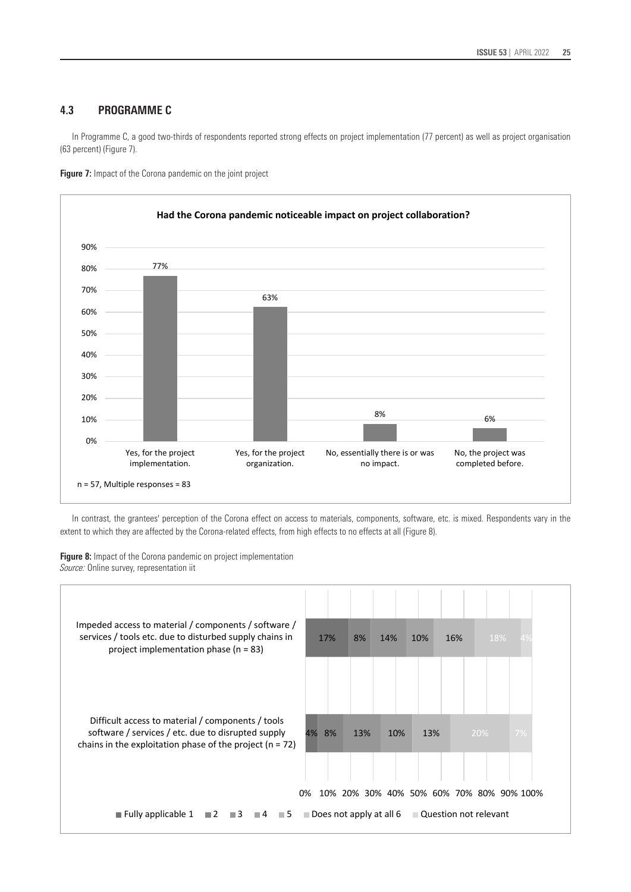## 4.3 PROGRAMME C

In Programme C, a good two-thirds of respondents reported strong effects on project implementation (77 percent) as well as project organisation (63 percent) (Figure 7).

**Figure 7:** Impact of the Corona pandemic on the joint project

**Had the Corona pandemic noticeable impact on project collaboration?**

| Response | Percent |
|---|---|
| Yes, for the project implementation. | 77% |
| Yes, for the project organization. | 63% |
| No, essentially there is or was no impact. | 8% |
| No, the project was completed before. | 6% |

n = 57, Multiple responses = 83

In contrast, the grantees' perception of the Corona effect on access to materials, components, software, etc. is mixed. Respondents vary in the extent to which they are affected by the Corona-related effects, from high effects to no effects at all (Figure 8).

**Figure 8:** Impact of the Corona pandemic on project implementation
*Source:* Online survey, representation iit

| | Fully applicable 1 | 2 | 3 | 4 | 5 | Does not apply at all 6 | Question not relevant |
|---|---|---|---|---|---|---|---|
| Impeded access to material / components / software / services / tools etc. due to disturbed supply chains in project implementation phase (n = 83) | 17% | 8% | 14% | 10% | 16% | 18% | 4% |
| Difficult access to material / components / tools software / services / etc. due to disrupted supply chains in the exploitation phase of the project (n = 72) | 4% | 8% | 13% | 10% | 13% | 20% | 7% |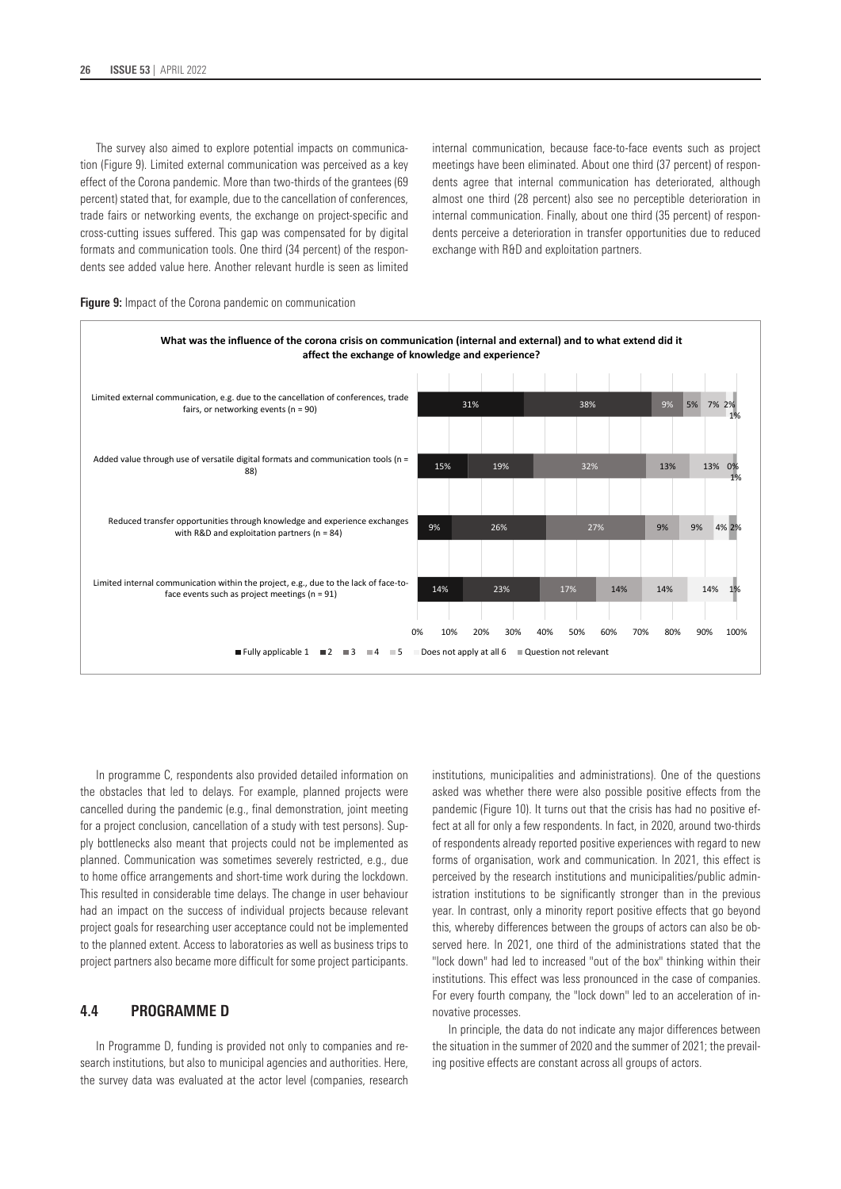The survey also aimed to explore potential impacts on communication (Figure 9). Limited external communication was perceived as a key effect of the Corona pandemic. More than two-thirds of the grantees (69 percent) stated that, for example, due to the cancellation of conferences, trade fairs or networking events, the exchange on project-specific and cross-cutting issues suffered. This gap was compensated for by digital formats and communication tools. One third (34 percent) of the respondents see added value here. Another relevant hurdle is seen as limited internal communication, because face-to-face events such as project meetings have been eliminated. About one third (37 percent) of respondents agree that internal communication has deteriorated, although almost one third (28 percent) also see no perceptible deterioration in internal communication. Finally, about one third (35 percent) of respondents perceive a deterioration in transfer opportunities due to reduced exchange with R&D and exploitation partners.

**Figure 9:** Impact of the Corona pandemic on communication

**What was the influence of the corona crisis on communication (internal and external) and to what extend did it affect the exchange of knowledge and experience?**

| | Fully applicable 1 | 2 | 3 | 4 | 5 | Does not apply at all 6 | Question not relevant |
|---|---|---|---|---|---|---|---|
| Limited external communication, e.g. due to the cancellation of conferences, trade fairs, or networking events (n = 90) | 31% | 38% | 9% | 5% | 7% | 2% | 1% |
| Added value through use of versatile digital formats and communication tools (n = 88) | 15% | 19% | 32% | 13% | 13% | 0% | 1% |
| Reduced transfer opportunities through knowledge and experience exchanges with R&D and exploitation partners (n = 84) | 9% | 26% | 27% | 9% | 9% | 4% | 2% |
| Limited internal communication within the project, e.g., due to the lack of face-to-face events such as project meetings (n = 91) | 14% | 23% | 17% | 14% | 14% | 14% | 1% |

In programme C, respondents also provided detailed information on the obstacles that led to delays. For example, planned projects were cancelled during the pandemic (e.g., final demonstration, joint meeting for a project conclusion, cancellation of a study with test persons). Supply bottlenecks also meant that projects could not be implemented as planned. Communication was sometimes severely restricted, e.g., due to home office arrangements and short-time work during the lockdown. This resulted in considerable time delays. The change in user behaviour had an impact on the success of individual projects because relevant project goals for researching user acceptance could not be implemented to the planned extent. Access to laboratories as well as business trips to project partners also became more difficult for some project participants.

## 4.4 PROGRAMME D

In Programme D, funding is provided not only to companies and research institutions, but also to municipal agencies and authorities. Here, the survey data was evaluated at the actor level (companies, research institutions, municipalities and administrations). One of the questions asked was whether there were also possible positive effects from the pandemic (Figure 10). It turns out that the crisis has had no positive effect at all for only a few respondents. In fact, in 2020, around two-thirds of respondents already reported positive experiences with regard to new forms of organisation, work and communication. In 2021, this effect is perceived by the research institutions and municipalities/public administration institutions to be significantly stronger than in the previous year. In contrast, only a minority report positive effects that go beyond this, whereby differences between the groups of actors can also be observed here. In 2021, one third of the administrations stated that the "lock down" had led to increased "out of the box" thinking within their institutions. This effect was less pronounced in the case of companies. For every fourth company, the "lock down" led to an acceleration of innovative processes.

In principle, the data do not indicate any major differences between the situation in the summer of 2020 and the summer of 2021; the prevailing positive effects are constant across all groups of actors.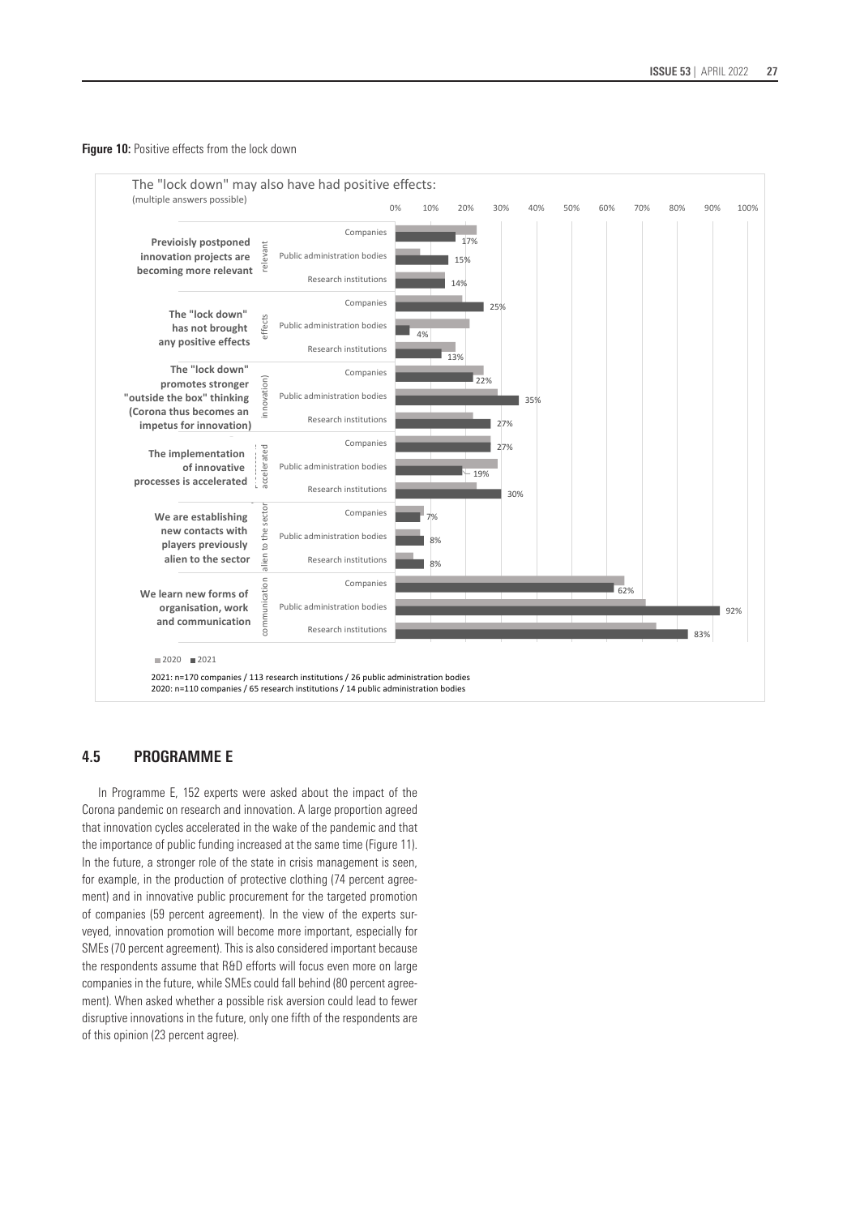**Figure 10:** Positive effects from the lock down

The "lock down" may also have had positive effects:
(multiple answers possible)

| Statement | Group | 2021 |
|---|---|---|
| Previoisly postponed innovation projects are becoming more relevant | Companies | 17% |
| | Public administration bodies | 15% |
| | Research institutions | 14% |
| The "lock down" has not brought any positive effects | Companies | 25% |
| | Public administration bodies | 4% |
| | Research institutions | 13% |
| The "lock down" promotes stronger "outside the box" thinking (Corona thus becomes an impetus for innovation) | Companies | 22% |
| | Public administration bodies | 35% |
| | Research institutions | 27% |
| The implementation of innovative processes is accelerated | Companies | 27% |
| | Public administration bodies | 19% |
| | Research institutions | 30% |
| We are establishing new contacts with players previously alien to the sector | Companies | 7% |
| | Public administration bodies | 8% |
| | Research institutions | 8% |
| We learn new forms of organisation, work and communication | Companies | 62% |
| | Public administration bodies | 92% |
| | Research institutions | 83% |

2020 ■ 2021

2021: n=170 companies / 113 research institutions / 26 public administration bodies
2020: n=110 companies / 65 research institutions / 14 public administration bodies

## 4.5 PROGRAMME E

In Programme E, 152 experts were asked about the impact of the Corona pandemic on research and innovation. A large proportion agreed that innovation cycles accelerated in the wake of the pandemic and that the importance of public funding increased at the same time (Figure 11). In the future, a stronger role of the state in crisis management is seen, for example, in the production of protective clothing (74 percent agreement) and in innovative public procurement for the targeted promotion of companies (59 percent agreement). In the view of the experts surveyed, innovation promotion will become more important, especially for SMEs (70 percent agreement). This is also considered important because the respondents assume that R&D efforts will focus even more on large companies in the future, while SMEs could fall behind (80 percent agreement). When asked whether a possible risk aversion could lead to fewer disruptive innovations in the future, only one fifth of the respondents are of this opinion (23 percent agree).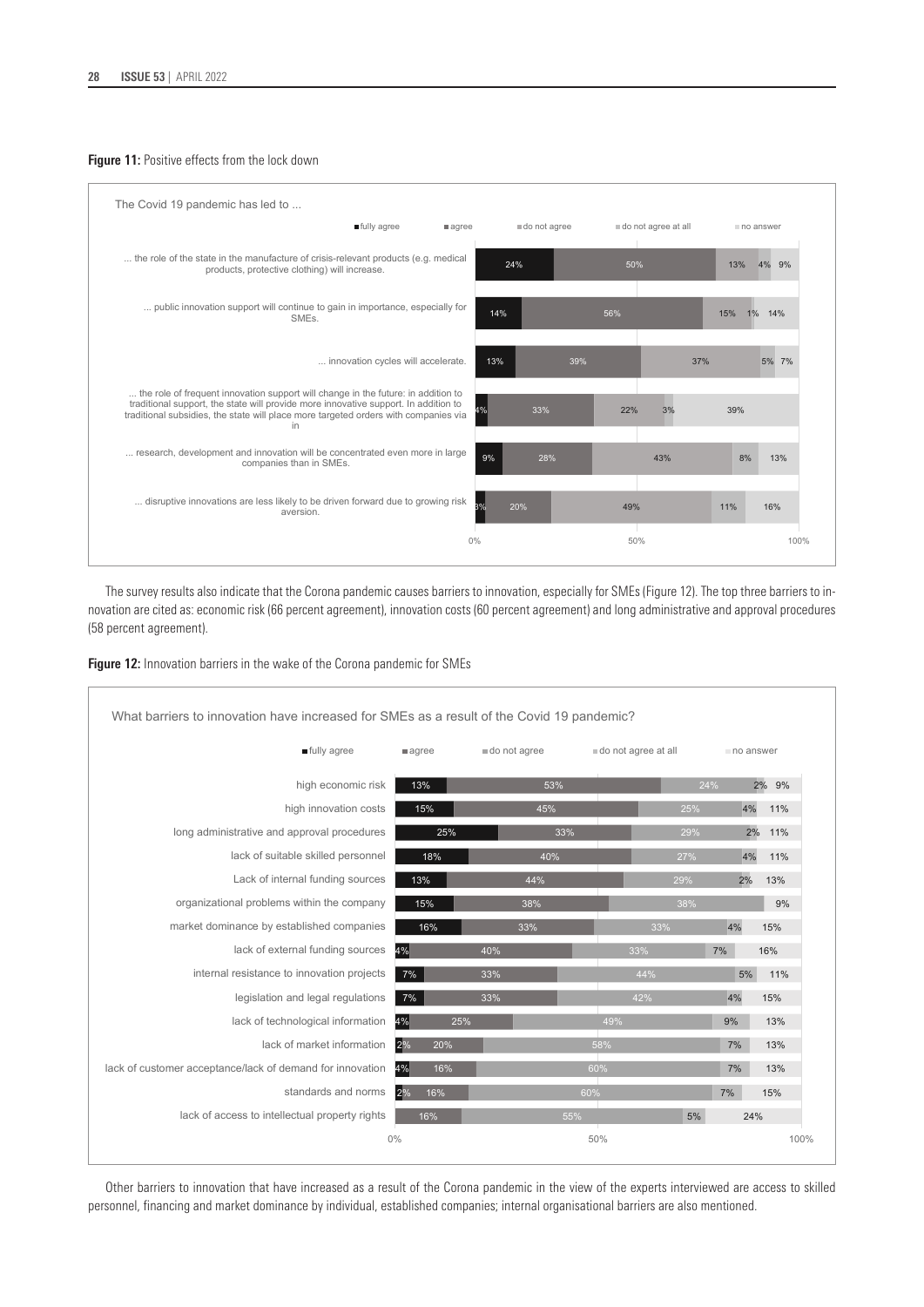**Figure 11:** Positive effects from the lock down

The Covid 19 pandemic has led to ...

| | fully agree | agree | do not agree | do not agree at all | no answer |
|---|---|---|---|---|---|
| ... the role of the state in the manufacture of crisis-relevant products (e.g. medical products, protective clothing) will increase. | 24% | 50% | 13% | 4% | 9% |
| ... public innovation support will continue to gain in importance, especially for SMEs. | 14% | 56% | 15% | 1% | 14% |
| ... innovation cycles will accelerate. | 13% | 39% | 37% | 5% | 7% |
| ... the role of frequent innovation support will change in the future: in addition to traditional support, the state will provide more innovative support. In addition to traditional subsidies, the state will place more targeted orders with companies via in | 4% | 33% | 22% | 3% | 39% |
| ... research, development and innovation will be concentrated even more in large companies than in SMEs. | 9% | 28% | 43% | 8% | 13% |
| ... disruptive innovations are less likely to be driven forward due to growing risk aversion. | 3% | 20% | 49% | 11% | 16% |

The survey results also indicate that the Corona pandemic causes barriers to innovation, especially for SMEs (Figure 12). The top three barriers to innovation are cited as: economic risk (66 percent agreement), innovation costs (60 percent agreement) and long administrative and approval procedures (58 percent agreement).

**Figure 12:** Innovation barriers in the wake of the Corona pandemic for SMEs

What barriers to innovation have increased for SMEs as a result of the Covid 19 pandemic?

| | fully agree | agree | do not agree | do not agree at all | no answer |
|---|---|---|---|---|---|
| high economic risk | 13% | 53% | 24% | 2% | 9% |
| high innovation costs | 15% | 45% | 25% | 4% | 11% |
| long administrative and approval procedures | 25% | 33% | 29% | 2% | 11% |
| lack of suitable skilled personnel | 18% | 40% | 27% | 4% | 11% |
| Lack of internal funding sources | 13% | 44% | 29% | 2% | 13% |
| organizational problems within the company | 15% | 38% | 38% | | 9% |
| market dominance by established companies | 16% | 33% | 33% | 4% | 15% |
| lack of external funding sources | 4% | 40% | 33% | 7% | 16% |
| internal resistance to innovation projects | 7% | 33% | 44% | 5% | 11% |
| legislation and legal regulations | 7% | 33% | 42% | 4% | 15% |
| lack of technological information | 4% | 25% | 49% | 9% | 13% |
| lack of market information | 2% | 20% | 58% | 7% | 13% |
| lack of customer acceptance/lack of demand for innovation | 4% | 16% | 60% | 7% | 13% |
| standards and norms | 2% | 16% | 60% | 7% | 15% |
| lack of access to intellectual property rights | | 16% | 55% | 5% | 24% |

Other barriers to innovation that have increased as a result of the Corona pandemic in the view of the experts interviewed are access to skilled personnel, financing and market dominance by individual, established companies; internal organisational barriers are also mentioned.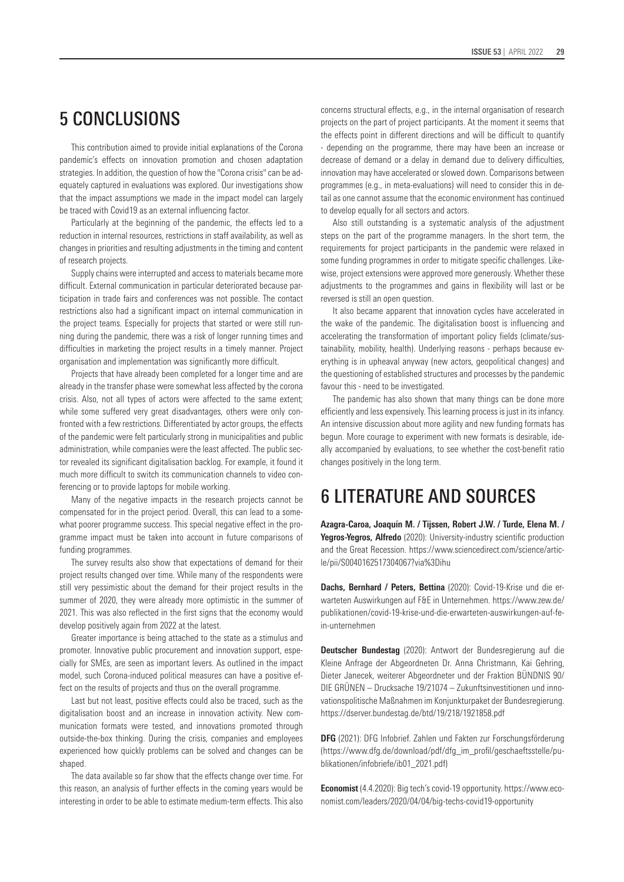## 5 CONCLUSIONS

This contribution aimed to provide initial explanations of the Corona pandemic's effects on innovation promotion and chosen adaptation strategies. In addition, the question of how the "Corona crisis" can be adequately captured in evaluations was explored. Our investigations show that the impact assumptions we made in the impact model can largely be traced with Covid19 as an external influencing factor.

Particularly at the beginning of the pandemic, the effects led to a reduction in internal resources, restrictions in staff availability, as well as changes in priorities and resulting adjustments in the timing and content of research projects.

Supply chains were interrupted and access to materials became more difficult. External communication in particular deteriorated because participation in trade fairs and conferences was not possible. The contact restrictions also had a significant impact on internal communication in the project teams. Especially for projects that started or were still running during the pandemic, there was a risk of longer running times and difficulties in marketing the project results in a timely manner. Project organisation and implementation was significantly more difficult.

Projects that have already been completed for a longer time and are already in the transfer phase were somewhat less affected by the corona crisis. Also, not all types of actors were affected to the same extent; while some suffered very great disadvantages, others were only confronted with a few restrictions. Differentiated by actor groups, the effects of the pandemic were felt particularly strong in municipalities and public administration, while companies were the least affected. The public sector revealed its significant digitalisation backlog. For example, it found it much more difficult to switch its communication channels to video conferencing or to provide laptops for mobile working.

Many of the negative impacts in the research projects cannot be compensated for in the project period. Overall, this can lead to a somewhat poorer programme success. This special negative effect in the programme impact must be taken into account in future comparisons of funding programmes.

The survey results also show that expectations of demand for their project results changed over time. While many of the respondents were still very pessimistic about the demand for their project results in the summer of 2020, they were already more optimistic in the summer of 2021. This was also reflected in the first signs that the economy would develop positively again from 2022 at the latest.

Greater importance is being attached to the state as a stimulus and promoter. Innovative public procurement and innovation support, especially for SMEs, are seen as important levers. As outlined in the impact model, such Corona-induced political measures can have a positive effect on the results of projects and thus on the overall programme.

Last but not least, positive effects could also be traced, such as the digitalisation boost and an increase in innovation activity. New communication formats were tested, and innovations promoted through outside-the-box thinking. During the crisis, companies and employees experienced how quickly problems can be solved and changes can be shaped.

The data available so far show that the effects change over time. For this reason, an analysis of further effects in the coming years would be interesting in order to be able to estimate medium-term effects. This also concerns structural effects, e.g., in the internal organisation of research projects on the part of project participants. At the moment it seems that the effects point in different directions and will be difficult to quantify - depending on the programme, there may have been an increase or decrease of demand or a delay in demand due to delivery difficulties, innovation may have accelerated or slowed down. Comparisons between programmes (e.g., in meta-evaluations) will need to consider this in detail as one cannot assume that the economic environment has continued to develop equally for all sectors and actors.

Also still outstanding is a systematic analysis of the adjustment steps on the part of the programme managers. In the short term, the requirements for project participants in the pandemic were relaxed in some funding programmes in order to mitigate specific challenges. Likewise, project extensions were approved more generously. Whether these adjustments to the programmes and gains in flexibility will last or be reversed is still an open question.

It also became apparent that innovation cycles have accelerated in the wake of the pandemic. The digitalisation boost is influencing and accelerating the transformation of important policy fields (climate/sustainability, mobility, health). Underlying reasons - perhaps because everything is in upheaval anyway (new actors, geopolitical changes) and the questioning of established structures and processes by the pandemic favour this - need to be investigated.

The pandemic has also shown that many things can be done more efficiently and less expensively. This learning process is just in its infancy. An intensive discussion about more agility and new funding formats has begun. More courage to experiment with new formats is desirable, ideally accompanied by evaluations, to see whether the cost-benefit ratio changes positively in the long term.

## 6 LITERATURE AND SOURCES

**Azagra-Caroa, Joaquín M. / Tijssen, Robert J.W. / Turde, Elena M. / Yegros-Yegros, Alfredo** (2020): University-industry scientific production and the Great Recession. https://www.sciencedirect.com/science/article/pii/S0040162517304067?via%3Dihu

**Dachs, Bernhard / Peters, Bettina** (2020): Covid-19-Krise und die erwarteten Auswirkungen auf F&E in Unternehmen. https://www.zew.de/publikationen/covid-19-krise-und-die-erwarteten-auswirkungen-auf-fe-in-unternehmen

**Deutscher Bundestag** (2020): Antwort der Bundesregierung auf die Kleine Anfrage der Abgeordneten Dr. Anna Christmann, Kai Gehring, Dieter Janecek, weiterer Abgeordneter und der Fraktion BÜNDNIS 90/DIE GRÜNEN – Drucksache 19/21074 – Zukunftsinvestitionen und innovationspolitische Maßnahmen im Konjunkturpaket der Bundesregierung. https://dserver.bundestag.de/btd/19/218/1921858.pdf

**DFG** (2021): DFG Infobrief. Zahlen und Fakten zur Forschungsförderung (https://www.dfg.de/download/pdf/dfg_im_profil/geschaeftsstelle/publikationen/infobriefe/ib01_2021.pdf)

**Economist** (4.4.2020): Big tech's covid-19 opportunity. https://www.economist.com/leaders/2020/04/04/big-techs-covid19-opportunity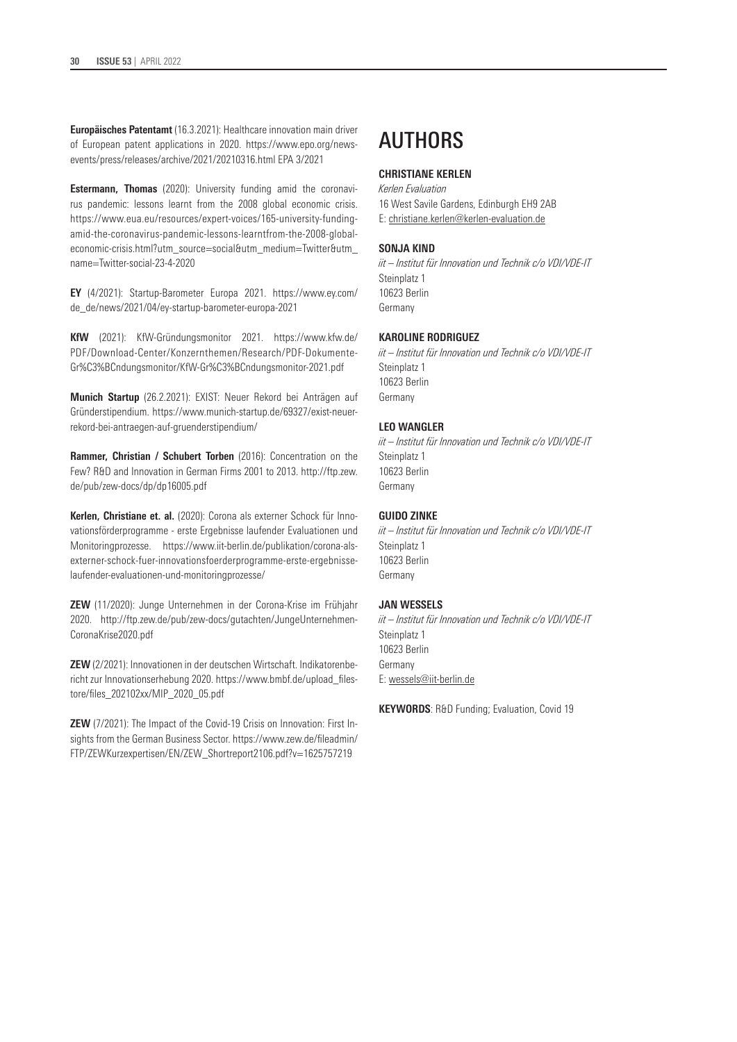**Europäisches Patentamt** (16.3.2021): Healthcare innovation main driver of European patent applications in 2020. https://www.epo.org/news-events/press/releases/archive/2021/20210316.html EPA 3/2021

**Estermann, Thomas** (2020): University funding amid the coronavirus pandemic: lessons learnt from the 2008 global economic crisis. https://www.eua.eu/resources/expert-voices/165-university-funding-amid-the-coronavirus-pandemic-lessons-learntfrom-the-2008-global-economic-crisis.html?utm_source=social&utm_medium=Twitter&utm_name=Twitter-social-23-4-2020

**EY** (4/2021): Startup-Barometer Europa 2021. https://www.ey.com/de_de/news/2021/04/ey-startup-barometer-europa-2021

**KfW** (2021): KfW-Gründungsmonitor 2021. https://www.kfw.de/PDF/Download-Center/Konzernthemen/Research/PDF-Dokumente-Gr%C3%BCndungsmonitor/KfW-Gr%C3%BCndungsmonitor-2021.pdf

**Munich Startup** (26.2.2021): EXIST: Neuer Rekord bei Anträgen auf Gründerstipendium. https://www.munich-startup.de/69327/exist-neuer-rekord-bei-antraegen-auf-gruenderstipendium/

**Rammer, Christian / Schubert Torben** (2016): Concentration on the Few? R&D and Innovation in German Firms 2001 to 2013. http://ftp.zew.de/pub/zew-docs/dp/dp16005.pdf

**Kerlen, Christiane et. al.** (2020): Corona als externer Schock für Innovationsförderprogramme - erste Ergebnisse laufender Evaluationen und Monitoringprozesse. https://www.iit-berlin.de/publikation/corona-als-externer-schock-fuer-innovationsfoerderprogramme-erste-ergebnisse-laufender-evaluationen-und-monitoringprozesse/

**ZEW** (11/2020): Junge Unternehmen in der Corona-Krise im Frühjahr 2020. http://ftp.zew.de/pub/zew-docs/gutachten/JungeUnternehmen-CoronaKrise2020.pdf

**ZEW** (2/2021): Innovationen in der deutschen Wirtschaft. Indikatorenbericht zur Innovationserhebung 2020. https://www.bmbf.de/upload_filestore/files_202102xx/MIP_2020_05.pdf

**ZEW** (7/2021): The Impact of the Covid-19 Crisis on Innovation: First Insights from the German Business Sector. https://www.zew.de/fileadmin/FTP/ZEWKurzexpertisen/EN/ZEW_Shortreport2106.pdf?v=1625757219

# AUTHORS

**CHRISTIANE KERLEN**

*Kerlen Evaluation*
16 West Savile Gardens, Edinburgh EH9 2AB
E: christiane.kerlen@kerlen-evaluation.de

**SONJA KIND**

*iit – Institut für Innovation und Technik c/o VDI/VDE-IT*
Steinplatz 1
10623 Berlin
Germany

**KAROLINE RODRIGUEZ**

*iit – Institut für Innovation und Technik c/o VDI/VDE-IT*
Steinplatz 1
10623 Berlin
Germany

**LEO WANGLER**

*iit – Institut für Innovation und Technik c/o VDI/VDE-IT*
Steinplatz 1
10623 Berlin
Germany

**GUIDO ZINKE**

*iit – Institut für Innovation und Technik c/o VDI/VDE-IT*
Steinplatz 1
10623 Berlin
Germany

**JAN WESSELS**

*iit – Institut für Innovation und Technik c/o VDI/VDE-IT*
Steinplatz 1
10623 Berlin
Germany
E: wessels@iit-berlin.de

**KEYWORDS**: R&D Funding; Evaluation, Covid 19